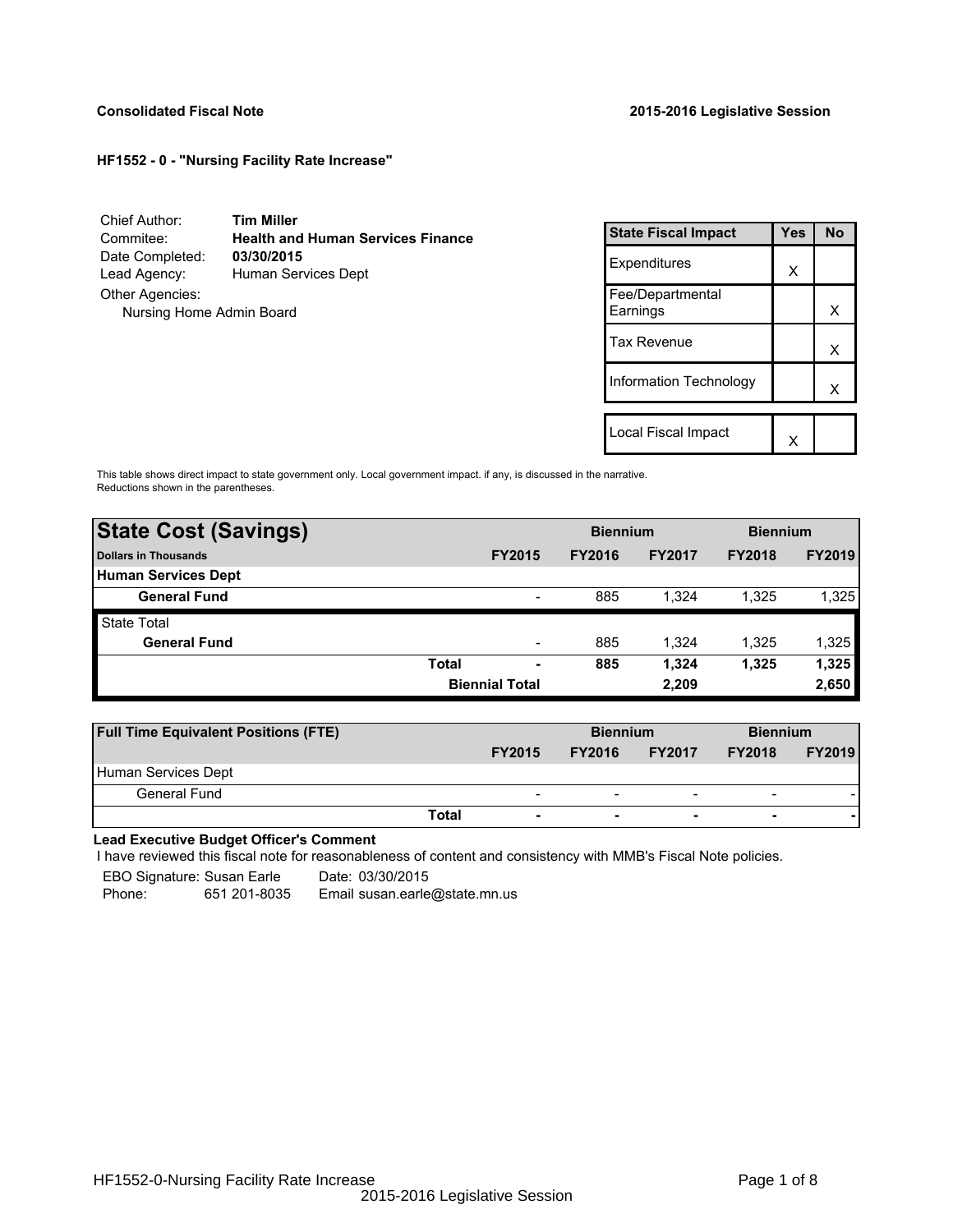**Consolidated Fiscal Note** **2015-2016 Legislative Session**

**HF1552 - 0 - "Nursing Facility Rate Increase"**

Chief Author: **Tim Miller**
Commitee: **Health and Human Services Finance**
Date Completed: **03/30/2015**
Lead Agency: Human Services Dept
Other Agencies:
Nursing Home Admin Board

| State Fiscal Impact | Yes | No |
|---|---|---|
| Expenditures | X | |
| Fee/Departmental Earnings | | X |
| Tax Revenue | | X |
| Information Technology | | X |
| Local Fiscal Impact | X | |

This table shows direct impact to state government only. Local government impact. if any, is discussed in the narrative. Reductions shown in the parentheses.

| State Cost (Savings) | | Biennium | | Biennium | |
|---|---|---|---|---|---|
| Dollars in Thousands | FY2015 | FY2016 | FY2017 | FY2018 | FY2019 |
| **Human Services Dept** | | | | | |
| **General Fund** | - | 885 | 1,324 | 1,325 | 1,325 |
| State Total | | | | | |
| **General Fund** | - | 885 | 1,324 | 1,325 | 1,325 |
| **Total** | - | 885 | 1,324 | 1,325 | 1,325 |
| **Biennial Total** | | | 2,209 | | 2,650 |

| Full Time Equivalent Positions (FTE) | | Biennium | | Biennium | |
|---|---|---|---|---|---|
| | FY2015 | FY2016 | FY2017 | FY2018 | FY2019 |
| Human Services Dept | | | | | |
| General Fund | - | - | - | - | - |
| **Total** | - | - | - | - | - |

**Lead Executive Budget Officer's Comment**

I have reviewed this fiscal note for reasonableness of content and consistency with MMB's Fiscal Note policies.

EBO Signature: Susan Earle  Date: 03/30/2015
Phone: 651 201-8035  Email susan.earle@state.mn.us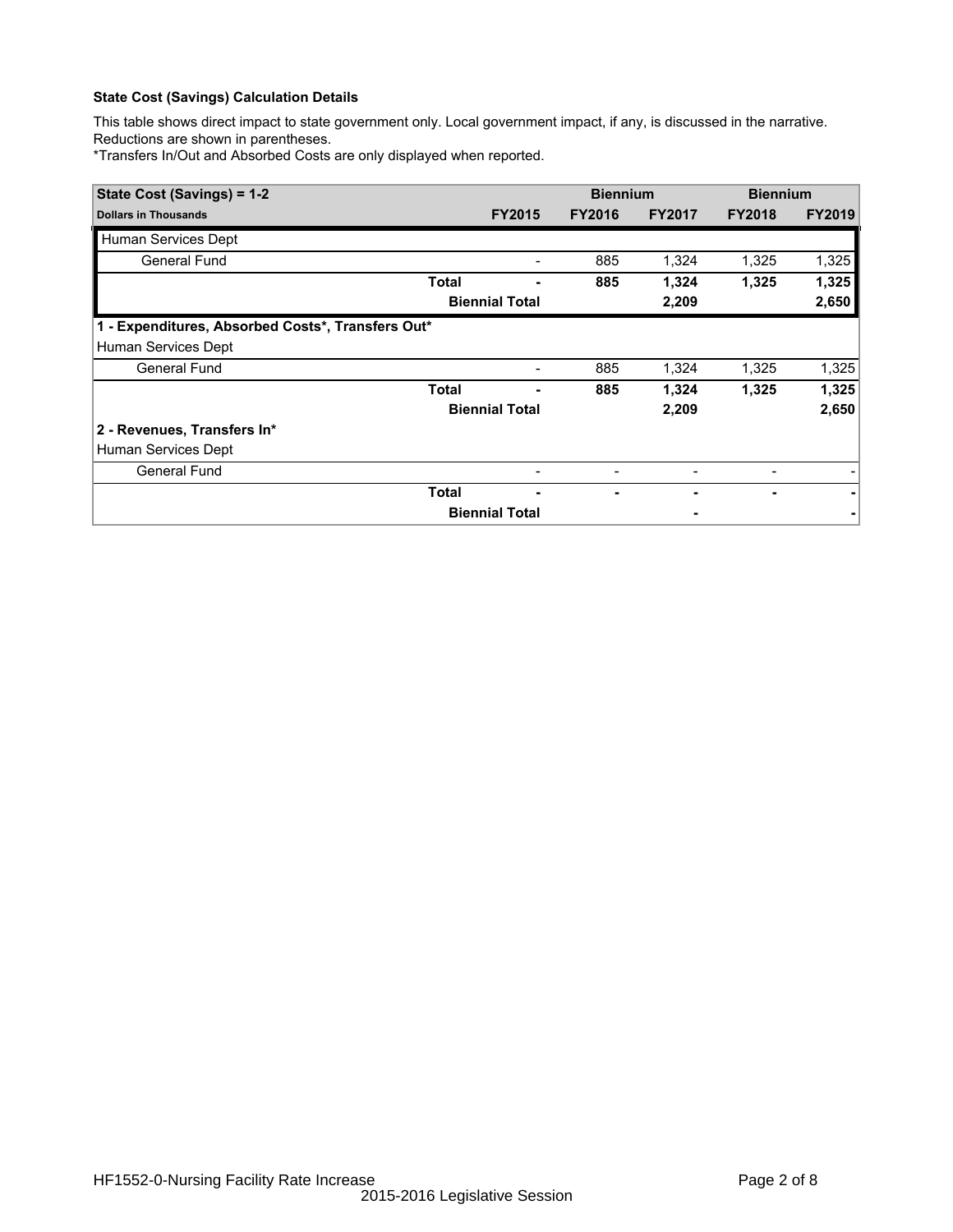**State Cost (Savings) Calculation Details**

This table shows direct impact to state government only. Local government impact, if any, is discussed in the narrative. Reductions are shown in parentheses.

*Transfers In/Out and Absorbed Costs are only displayed when reported.

| State Cost (Savings) = 1-2 | | | Biennium | | Biennium | |
|---|---|---|---|---|---|---|
| **Dollars in Thousands** | | **FY2015** | **FY2016** | **FY2017** | **FY2018** | **FY2019** |
| Human Services Dept | | | | | | |
| General Fund | | - | 885 | 1,324 | 1,325 | 1,325 |
| | **Total** | **-** | **885** | **1,324** | **1,325** | **1,325** |
| | **Biennial Total** | | | **2,209** | | **2,650** |
| **1 - Expenditures, Absorbed Costs*, Transfers Out*** | | | | | | |
| Human Services Dept | | | | | | |
| General Fund | | - | 885 | 1,324 | 1,325 | 1,325 |
| | **Total** | **-** | **885** | **1,324** | **1,325** | **1,325** |
| | **Biennial Total** | | | **2,209** | | **2,650** |
| **2 - Revenues, Transfers In*** | | | | | | |
| Human Services Dept | | | | | | |
| General Fund | | - | - | - | - | - |
| | **Total** | **-** | **-** | **-** | **-** | **-** |
| | **Biennial Total** | | | **-** | | **-** |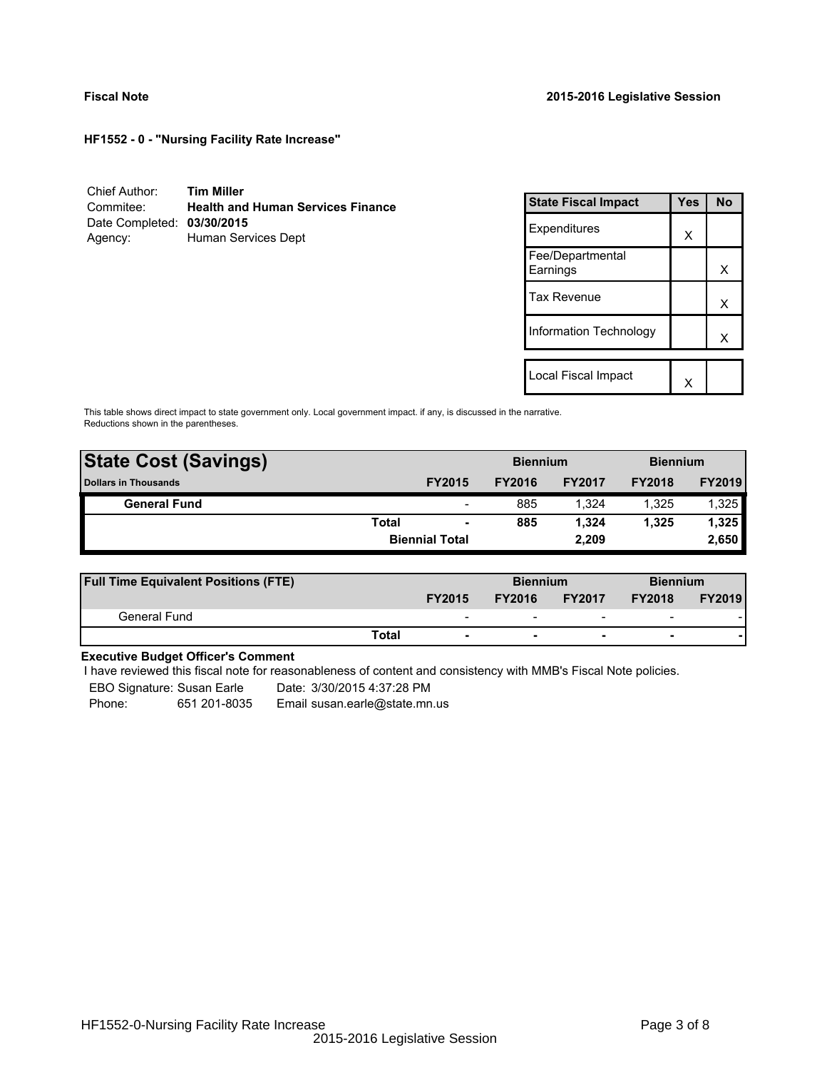**Fiscal Note** | **2015-2016 Legislative Session**

**HF1552 - 0 - "Nursing Facility Rate Increase"**

Chief Author: **Tim Miller**
Commitee: **Health and Human Services Finance**
Date Completed: **03/30/2015**
Agency: Human Services Dept

| State Fiscal Impact | Yes | No |
|---|---|---|
| Expenditures | X | |
| Fee/Departmental Earnings | | X |
| Tax Revenue | | X |
| Information Technology | | X |
| | | |
| Local Fiscal Impact | X | |

This table shows direct impact to state government only. Local government impact. if any, is discussed in the narrative. Reductions shown in the parentheses.

| **State Cost (Savings)** | | | **Biennium** | | **Biennium** | |
|---|---|---|---|---|---|---|
| **Dollars in Thousands** | | **FY2015** | **FY2016** | **FY2017** | **FY2018** | **FY2019** |
| **General Fund** | | - | 885 | 1,324 | 1,325 | 1,325 |
| | **Total** | **-** | **885** | **1,324** | **1,325** | **1,325** |
| | | **Biennial Total** | | **2,209** | | **2,650** |

| **Full Time Equivalent Positions (FTE)** | | | **Biennium** | | **Biennium** | |
|---|---|---|---|---|---|---|
| | | **FY2015** | **FY2016** | **FY2017** | **FY2018** | **FY2019** |
| General Fund | | - | - | - | - | - |
| | **Total** | **-** | **-** | **-** | **-** | **-** |

**Executive Budget Officer's Comment**

I have reviewed this fiscal note for reasonableness of content and consistency with MMB's Fiscal Note policies.

EBO Signature: Susan Earle  Date: 3/30/2015 4:37:28 PM
Phone: 651 201-8035  Email susan.earle@state.mn.us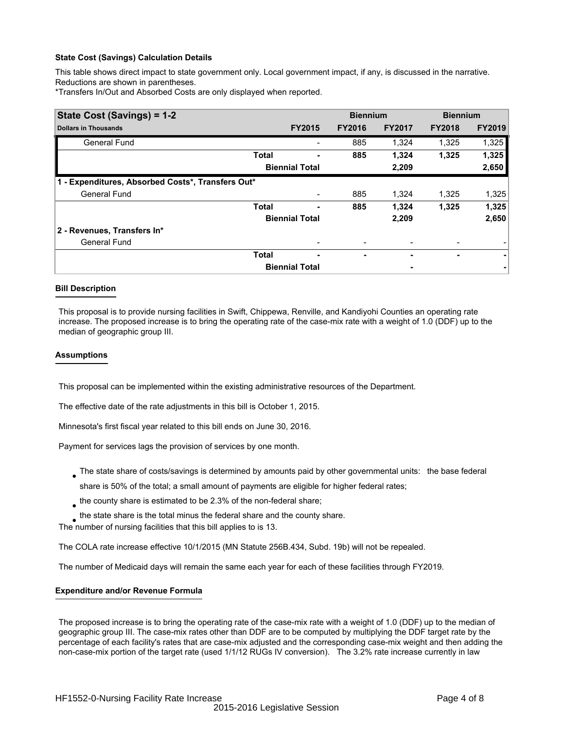**State Cost (Savings) Calculation Details**

This table shows direct impact to state government only. Local government impact, if any, is discussed in the narrative. Reductions are shown in parentheses.

*Transfers In/Out and Absorbed Costs are only displayed when reported.

| State Cost (Savings) = 1-2 | | | Biennium | | Biennium | |
|---|---|---|---|---|---|---|
| **Dollars in Thousands** | | **FY2015** | **FY2016** | **FY2017** | **FY2018** | **FY2019** |
| General Fund | | - | 885 | 1,324 | 1,325 | 1,325 |
| | **Total** | **-** | **885** | **1,324** | **1,325** | **1,325** |
| | **Biennial Total** | | | **2,209** | | **2,650** |
| **1 - Expenditures, Absorbed Costs*, Transfers Out*** | | | | | | |
| General Fund | | - | 885 | 1,324 | 1,325 | 1,325 |
| | **Total** | **-** | **885** | **1,324** | **1,325** | **1,325** |
| | **Biennial Total** | | | **2,209** | | **2,650** |
| **2 - Revenues, Transfers In*** | | | | | | |
| General Fund | | - | - | - | - | - |
| | **Total** | **-** | **-** | **-** | **-** | **-** |
| | **Biennial Total** | | | **-** | | **-** |

**Bill Description**

This proposal is to provide nursing facilities in Swift, Chippewa, Renville, and Kandiyohi Counties an operating rate increase. The proposed increase is to bring the operating rate of the case-mix rate with a weight of 1.0 (DDF) up to the median of geographic group III.

**Assumptions**

This proposal can be implemented within the existing administrative resources of the Department.

The effective date of the rate adjustments in this bill is October 1, 2015.

Minnesota's first fiscal year related to this bill ends on June 30, 2016.

Payment for services lags the provision of services by one month.

- The state share of costs/savings is determined by amounts paid by other governmental units: the base federal share is 50% of the total; a small amount of payments are eligible for higher federal rates;
- the county share is estimated to be 2.3% of the non-federal share;
- the state share is the total minus the federal share and the county share.

The number of nursing facilities that this bill applies to is 13.

The COLA rate increase effective 10/1/2015 (MN Statute 256B.434, Subd. 19b) will not be repealed.

The number of Medicaid days will remain the same each year for each of these facilities through FY2019.

**Expenditure and/or Revenue Formula**

The proposed increase is to bring the operating rate of the case-mix rate with a weight of 1.0 (DDF) up to the median of geographic group III. The case-mix rates other than DDF are to be computed by multiplying the DDF target rate by the percentage of each facility's rates that are case-mix adjusted and the corresponding case-mix weight and then adding the non-case-mix portion of the target rate (used 1/1/12 RUGs IV conversion). The 3.2% rate increase currently in law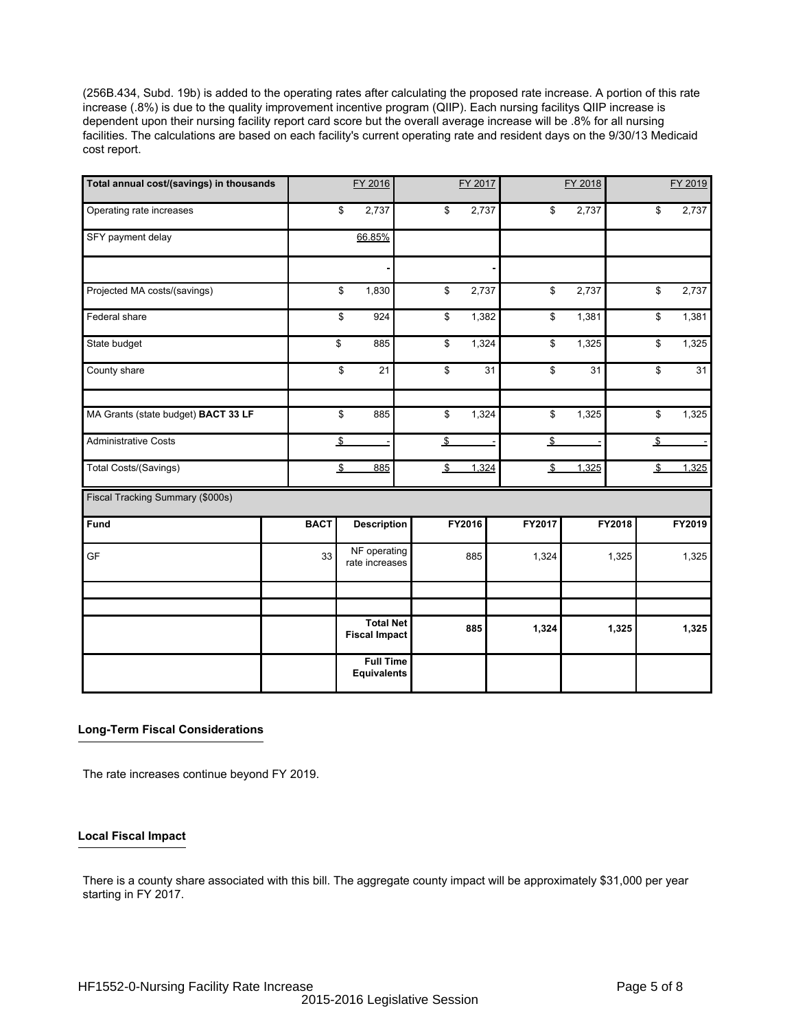(256B.434, Subd. 19b) is added to the operating rates after calculating the proposed rate increase. A portion of this rate increase (.8%) is due to the quality improvement incentive program (QIIP). Each nursing facilitys QIIP increase is dependent upon their nursing facility report card score but the overall average increase will be .8% for all nursing facilities. The calculations are based on each facility's current operating rate and resident days on the 9/30/13 Medicaid cost report.

| Total annual cost/(savings) in thousands | FY 2016 | FY 2017 | FY 2018 | FY 2019 |
|---|---|---|---|---|
| Operating rate increases | $ 2,737 | $ 2,737 | $ 2,737 | $ 2,737 |
| SFY payment delay | 66.85% | | | |
| | - | - | | |
| Projected MA costs/(savings) | $ 1,830 | $ 2,737 | $ 2,737 | $ 2,737 |
| Federal share | $ 924 | $ 1,382 | $ 1,381 | $ 1,381 |
| State budget | $ 885 | $ 1,324 | $ 1,325 | $ 1,325 |
| County share | $ 21 | $ 31 | $ 31 | $ 31 |
| | | | | |
| MA Grants (state budget) **BACT 33 LF** | $ 885 | $ 1,324 | $ 1,325 | $ 1,325 |
| Administrative Costs | $ - | $ - | $ - | $ - |
| Total Costs/(Savings) | $ 885 | $ 1,324 | $ 1,325 | $ 1,325 |

Fiscal Tracking Summary ($000s)

| **Fund** | **BACT** | **Description** | **FY2016** | **FY2017** | **FY2018** | **FY2019** |
|---|---|---|---|---|---|---|
| GF | 33 | NF operating rate increases | 885 | 1,324 | 1,325 | 1,325 |
| | | | | | | |
| | | | | | | |
| | | **Total Net Fiscal Impact** | **885** | **1,324** | **1,325** | **1,325** |
| | | **Full Time Equivalents** | | | | |

**Long-Term Fiscal Considerations**

The rate increases continue beyond FY 2019.

**Local Fiscal Impact**

There is a county share associated with this bill. The aggregate county impact will be approximately $31,000 per year starting in FY 2017.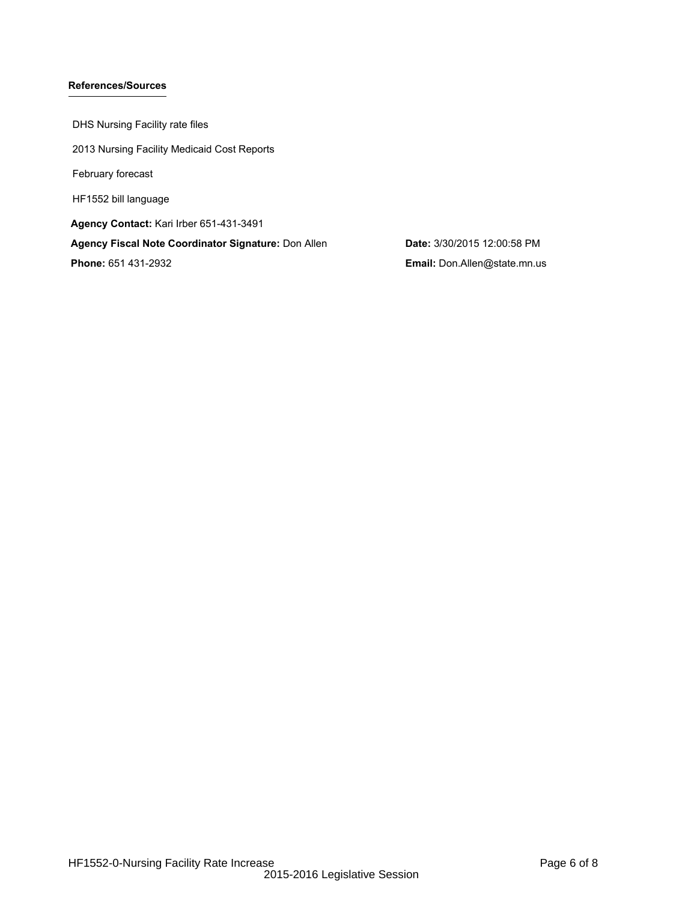**References/Sources**

DHS Nursing Facility rate files

2013 Nursing Facility Medicaid Cost Reports

February forecast

HF1552 bill language

**Agency Contact:** Kari Irber 651-431-3491

**Agency Fiscal Note Coordinator Signature:** Don Allen

**Date:** 3/30/2015 12:00:58 PM

**Phone:** 651 431-2932

**Email:** Don.Allen@state.mn.us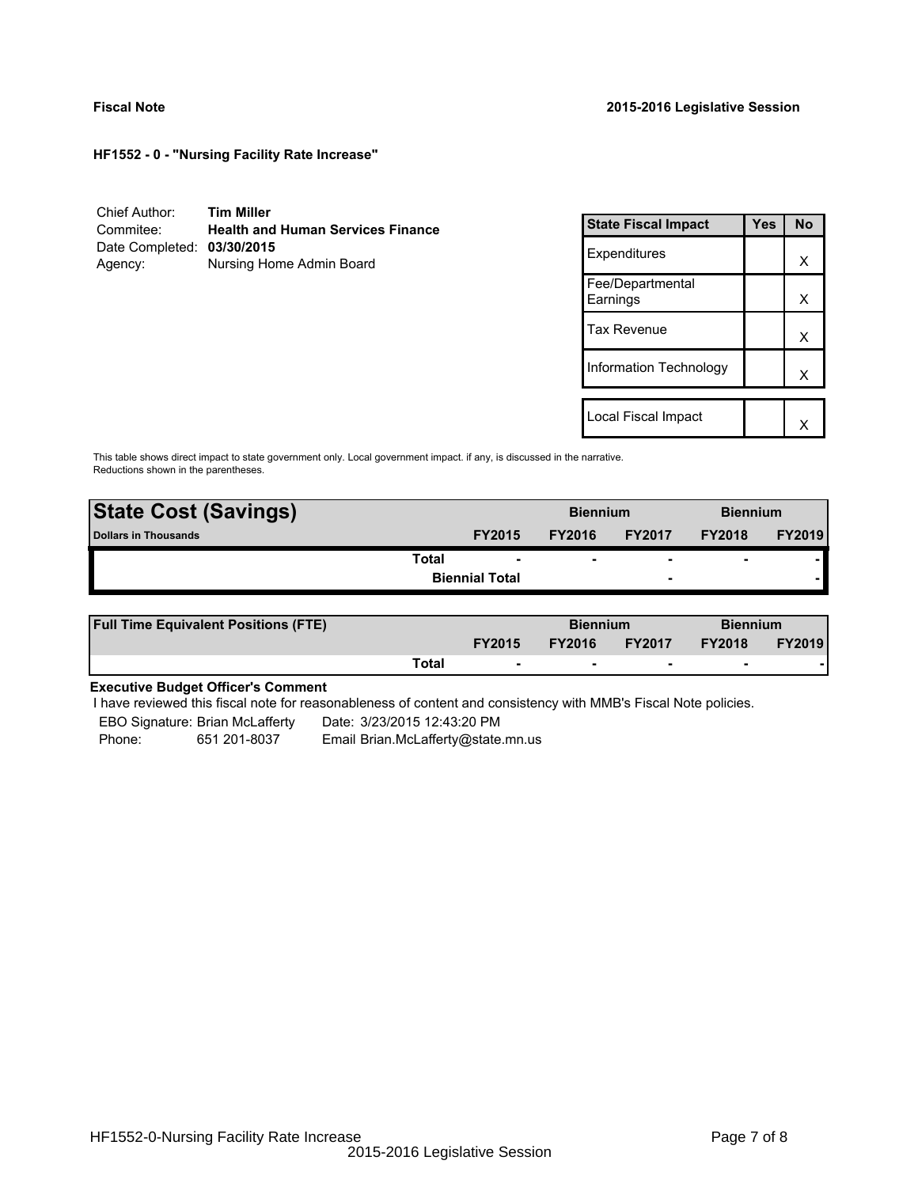**Fiscal Note** **2015-2016 Legislative Session**

**HF1552 - 0 - "Nursing Facility Rate Increase"**

| | |
|---|---|
| Chief Author: | **Tim Miller** |
| Commitee: | **Health and Human Services Finance** |
| Date Completed: | **03/30/2015** |
| Agency: | Nursing Home Admin Board |

| State Fiscal Impact | Yes | No |
|---|---|---|
| Expenditures | | X |
| Fee/Departmental Earnings | | X |
| Tax Revenue | | X |
| Information Technology | | X |
| | | |
| Local Fiscal Impact | | X |

This table shows direct impact to state government only. Local government impact. if any, is discussed in the narrative. Reductions shown in the parentheses.

| **State Cost (Savings)** | | | **Biennium** | | **Biennium** | |
|---|---|---|---|---|---|---|
| **Dollars in Thousands** | | **FY2015** | **FY2016** | **FY2017** | **FY2018** | **FY2019** |
| | **Total** | - | - | - | - | - |
| | | **Biennial Total** | | - | | - |

| **Full Time Equivalent Positions (FTE)** | | | **Biennium** | | **Biennium** | |
|---|---|---|---|---|---|---|
| | | **FY2015** | **FY2016** | **FY2017** | **FY2018** | **FY2019** |
| | **Total** | - | - | - | - | - |

**Executive Budget Officer's Comment**

I have reviewed this fiscal note for reasonableness of content and consistency with MMB's Fiscal Note policies.

| | | |
|---|---|---|
| EBO Signature: Brian McLafferty | | Date: 3/23/2015 12:43:20 PM |
| Phone: | 651 201-8037 | Email Brian.McLafferty@state.mn.us |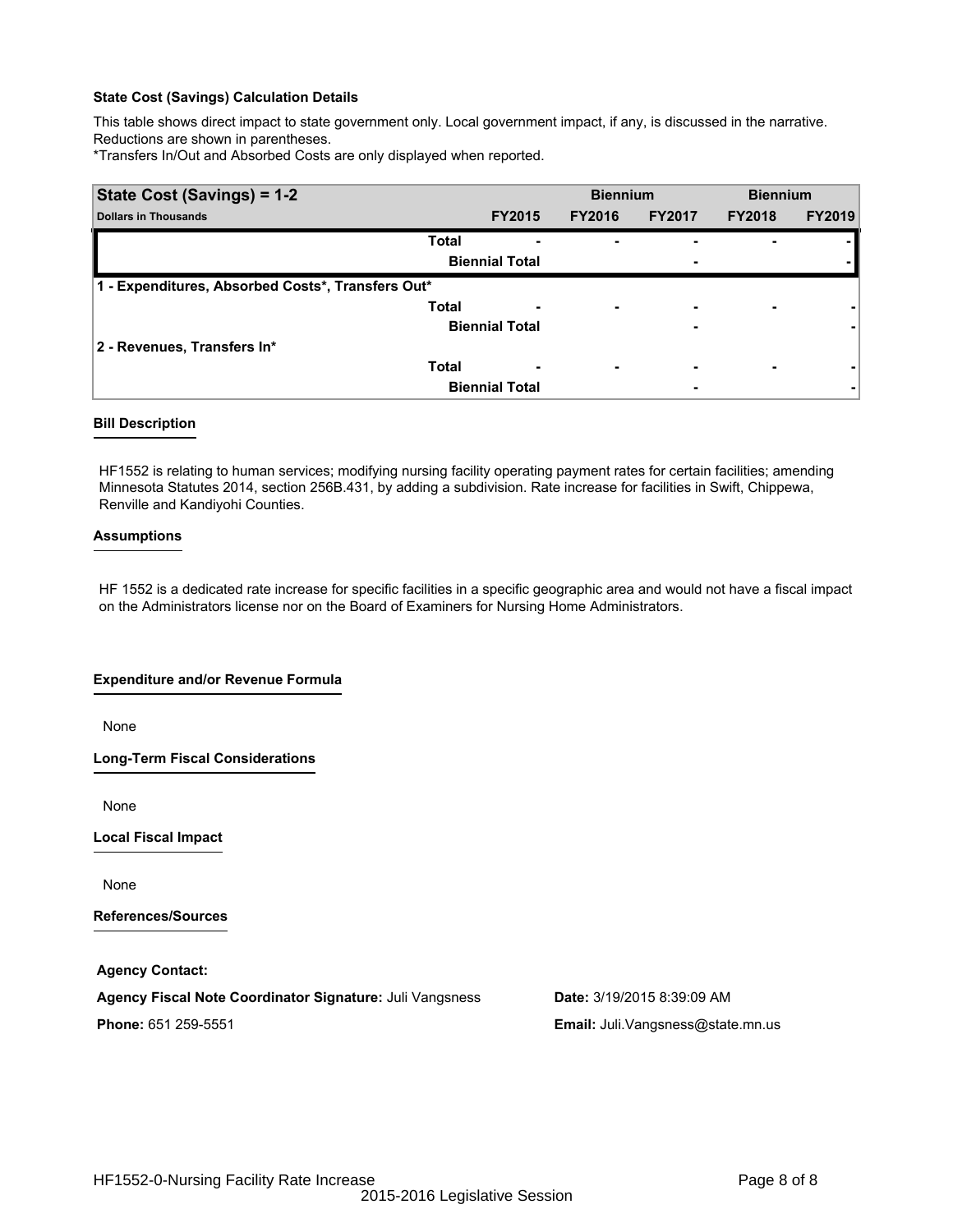### State Cost (Savings) Calculation Details

This table shows direct impact to state government only. Local government impact, if any, is discussed in the narrative. Reductions are shown in parentheses.

*Transfers In/Out and Absorbed Costs are only displayed when reported.

| State Cost (Savings) = 1-2 | | | Biennium | | Biennium | |
|---|---|---|---|---|---|---|
| Dollars in Thousands | | FY2015 | FY2016 | FY2017 | FY2018 | FY2019 |
| | Total | - | - | - | - | - |
| | Biennial Total | | | - | | - |
| 1 - Expenditures, Absorbed Costs*, Transfers Out* | | | | | | |
| | Total | - | - | - | - | - |
| | Biennial Total | | | - | | - |
| 2 - Revenues, Transfers In* | | | | | | |
| | Total | - | - | - | - | - |
| | Biennial Total | | | - | | - |

### Bill Description

HF1552 is relating to human services; modifying nursing facility operating payment rates for certain facilities; amending Minnesota Statutes 2014, section 256B.431, by adding a subdivision. Rate increase for facilities in Swift, Chippewa, Renville and Kandiyohi Counties.

### Assumptions

HF 1552 is a dedicated rate increase for specific facilities in a specific geographic area and would not have a fiscal impact on the Administrators license nor on the Board of Examiners for Nursing Home Administrators.

### Expenditure and/or Revenue Formula

None

### Long-Term Fiscal Considerations

None

### Local Fiscal Impact

None

### References/Sources

**Agency Contact:**

**Agency Fiscal Note Coordinator Signature:** Juli Vangsness

**Date:** 3/19/2015 8:39:09 AM

**Phone:** 651 259-5551

**Email:** Juli.Vangsness@state.mn.us